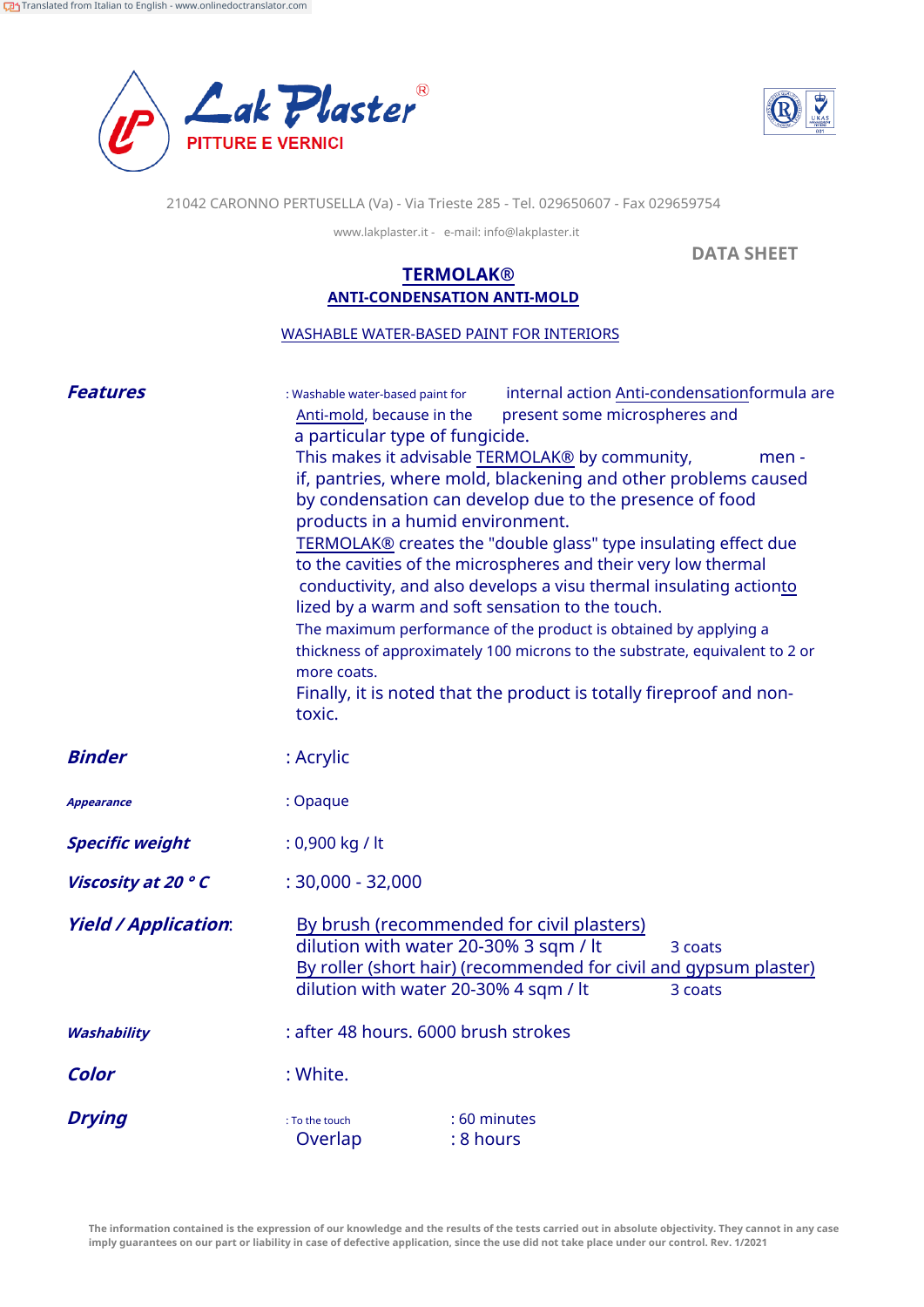Translated from Italian to English - www.onlinedoctranslator.com

**Lak Plaster®**
**PITTURE E VERNICI**

21042 CARONNO PERTUSELLA (Va) - Via Trieste 285 - Tel. 029650607 - Fax 029659754

www.lakplaster.it - e-mail: info@lakplaster.it

**DATA SHEET**

# TERMOLAK®

## ANTI-CONDENSATION ANTI-MOLD

WASHABLE WATER-BASED PAINT FOR INTERIORS

***Features*** : Washable water-based paint for internal action Anti-condensationformula are Anti-mold, because in the present some microspheres and a particular type of fungicide.
This makes it advisable TERMOLAK® by community, men - if, pantries, where mold, blackening and other problems caused by condensation can develop due to the presence of food products in a humid environment.
TERMOLAK® creates the "double glass" type insulating effect due to the cavities of the microspheres and their very low thermal conductivity, and also develops a visu thermal insulating actionto lized by a warm and soft sensation to the touch.
The maximum performance of the product is obtained by applying a thickness of approximately 100 microns to the substrate, equivalent to 2 or more coats.
Finally, it is noted that the product is totally fireproof and non-toxic.

***Binder*** : Acrylic

***Appearance*** : Opaque

***Specific weight*** : 0,900 kg / lt

***Viscosity at 20 ° C*** : 30,000 - 32,000

***Yield / Application***:
By brush (recommended for civil plasters)
dilution with water 20-30% 3 sqm / lt — 3 coats
By roller (short hair) (recommended for civil and gypsum plaster)
dilution with water 20-30% 4 sqm / lt — 3 coats

***Washability*** : after 48 hours. 6000 brush strokes

***Color*** : White.

***Drying***
: To the touch : 60 minutes
Overlap : 8 hours

**The information contained is the expression of our knowledge and the results of the tests carried out in absolute objectivity. They cannot in any case imply guarantees on our part or liability in case of defective application, since the use did not take place under our control. Rev. 1/2021**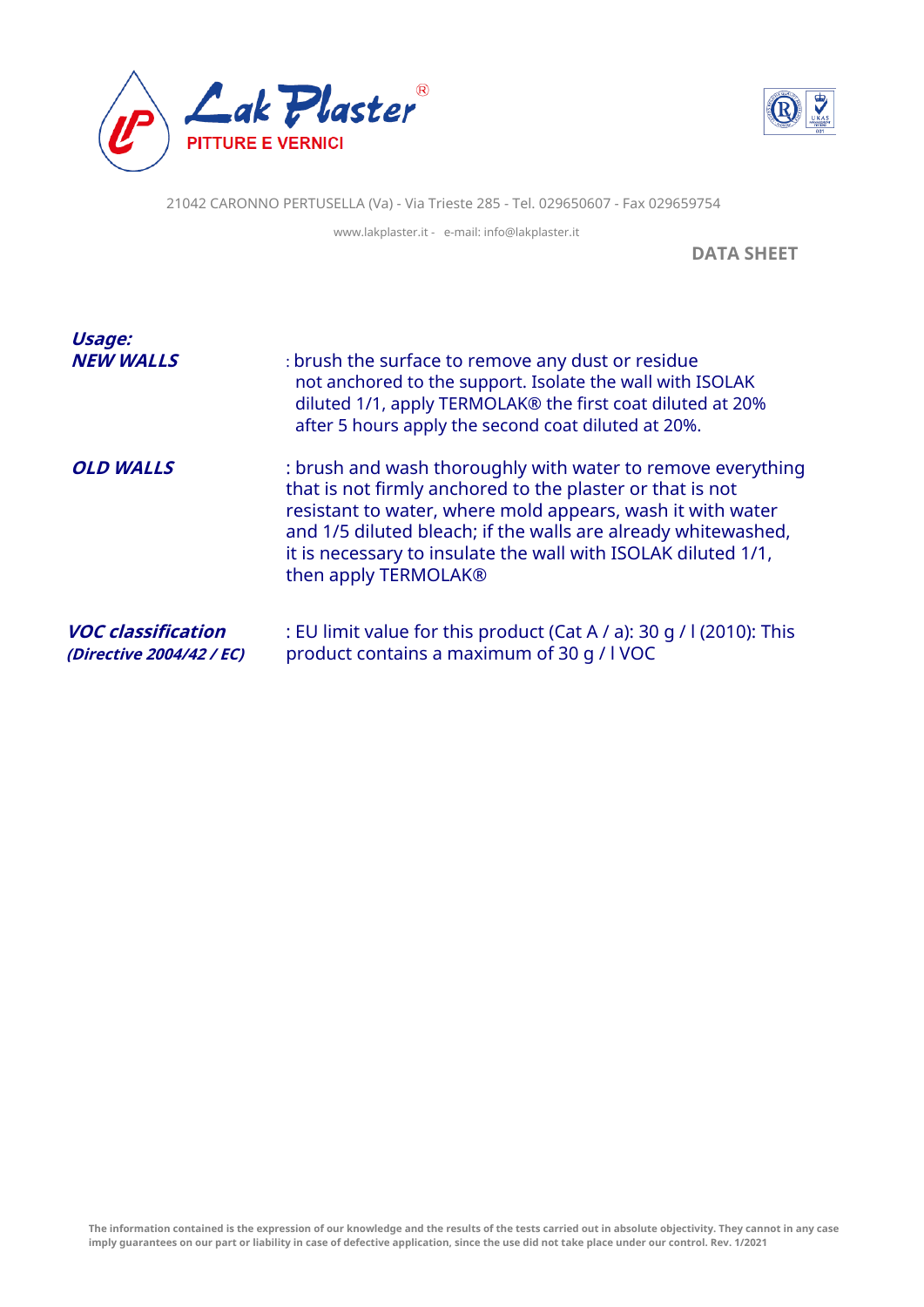**Lak Plaster**®

**PITTURE E VERNICI**

21042 CARONNO PERTUSELLA (Va) - Via Trieste 285 - Tel. 029650607 - Fax 029659754

www.lakplaster.it - e-mail: info@lakplaster.it

**DATA SHEET**

***Usage:***

***NEW WALLS***: brush the surface to remove any dust or residue not anchored to the support. Isolate the wall with ISOLAK diluted 1/1, apply TERMOLAK® the first coat diluted at 20% after 5 hours apply the second coat diluted at 20%.

***OLD WALLS***: brush and wash thoroughly with water to remove everything that is not firmly anchored to the plaster or that is not resistant to water, where mold appears, wash it with water and 1/5 diluted bleach; if the walls are already whitewashed, it is necessary to insulate the wall with ISOLAK diluted 1/1, then apply TERMOLAK®

***VOC classification (Directive 2004/42 / EC)***: EU limit value for this product (Cat A / a): 30 g / l (2010): This product contains a maximum of 30 g / l VOC

**The information contained is the expression of our knowledge and the results of the tests carried out in absolute objectivity. They cannot in any case imply guarantees on our part or liability in case of defective application, since the use did not take place under our control. Rev. 1/2021**